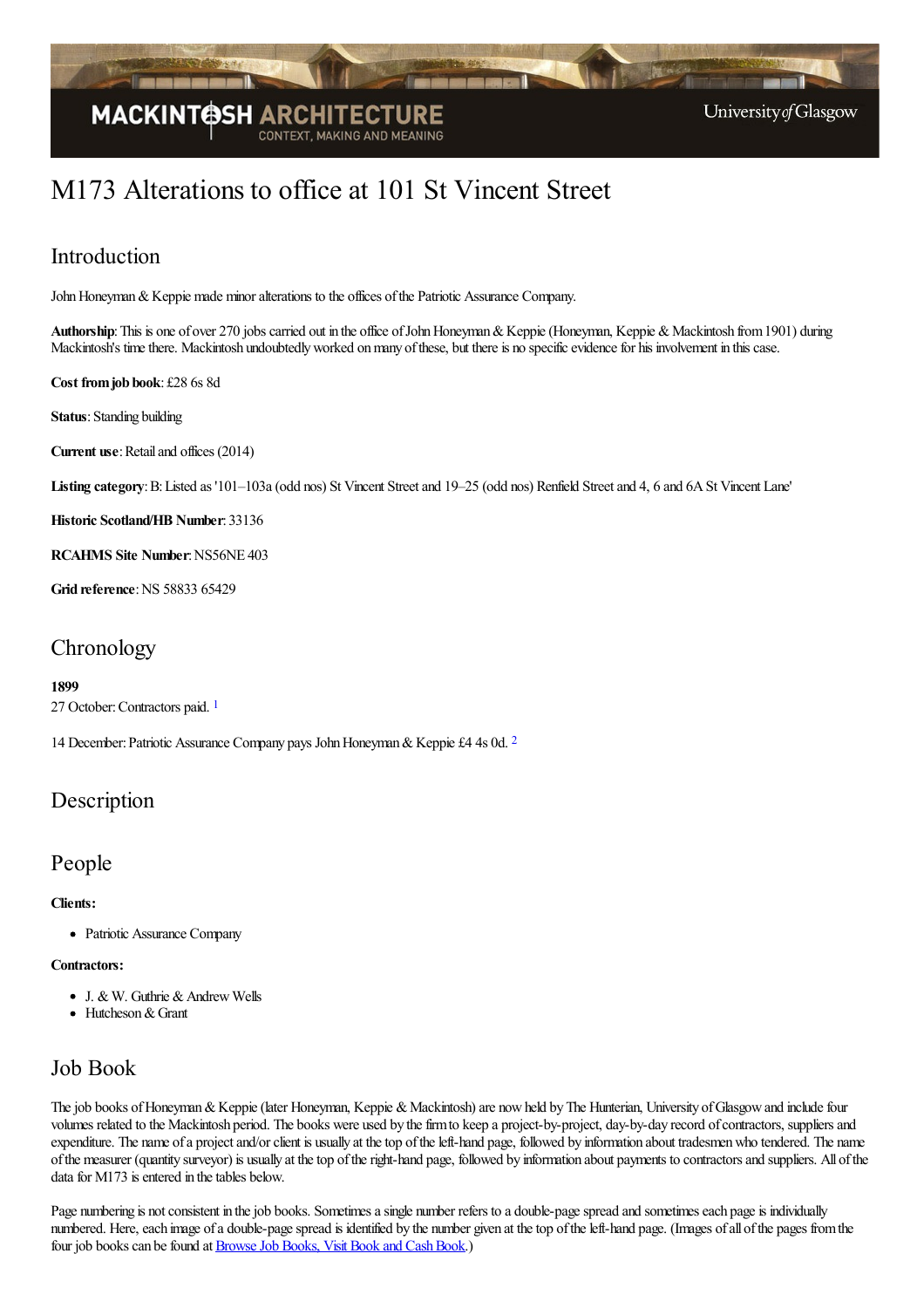# M173 Alterations to office at 101 St Vincent Street

## Introduction

John Honeyman & Keppie made minor alterations to the offices of the Patriotic Assurance Company.

**Authorship**: This is one of over 270 jobs carried out in the office of John Honeyman & Keppie (Honeyman, Keppie & Mackintosh from 1901) during Mackintosh's time there. Mackintosh undoubtedly worked on many of these, but there is no specific evidence for his involvement in this case.

**Cost from job book**: £28 6s 8d

**Status**: Standing building

**Current use**: Retail and offices (2014)

**Listing category**: B: Listed as '101–103a (odd nos) St Vincent Street and 19–25 (odd nos) Renfield Street and 4, 6 and 6A St Vincent Lane'

**Historic Scotland/HB Number**: 33136

**RCAHMS Site Number**: NS56NE 403

**Grid reference**: NS 58833 65429

## Chronology

**1899**

27 October: Contractors paid. [1]

14 December: Patriotic Assurance Company pays John Honeyman & Keppie £4 4s 0d. [2]

## Description

## People

**Clients:**

- Patriotic Assurance Company

**Contractors:**

- J. & W. Guthrie & Andrew Wells
- Hutcheson & Grant

## Job Book

The job books of Honeyman & Keppie (later Honeyman, Keppie & Mackintosh) are now held by The Hunterian, University of Glasgow and include four volumes related to the Mackintosh period. The books were used by the firm to keep a project-by-project, day-by-day record of contractors, suppliers and expenditure. The name of a project and/or client is usually at the top of the left-hand page, followed by information about tradesmen who tendered. The name of the measurer (quantity surveyor) is usually at the top of the right-hand page, followed by information about payments to contractors and suppliers. All of the data for M173 is entered in the tables below.

Page numbering is not consistent in the job books. Sometimes a single number refers to a double-page spread and sometimes each page is individually numbered. Here, each image of a double-page spread is identified by the number given at the top of the left-hand page. (Images of all of the pages from the four job books can be found at Browse Job Books, Visit Book and Cash Book.)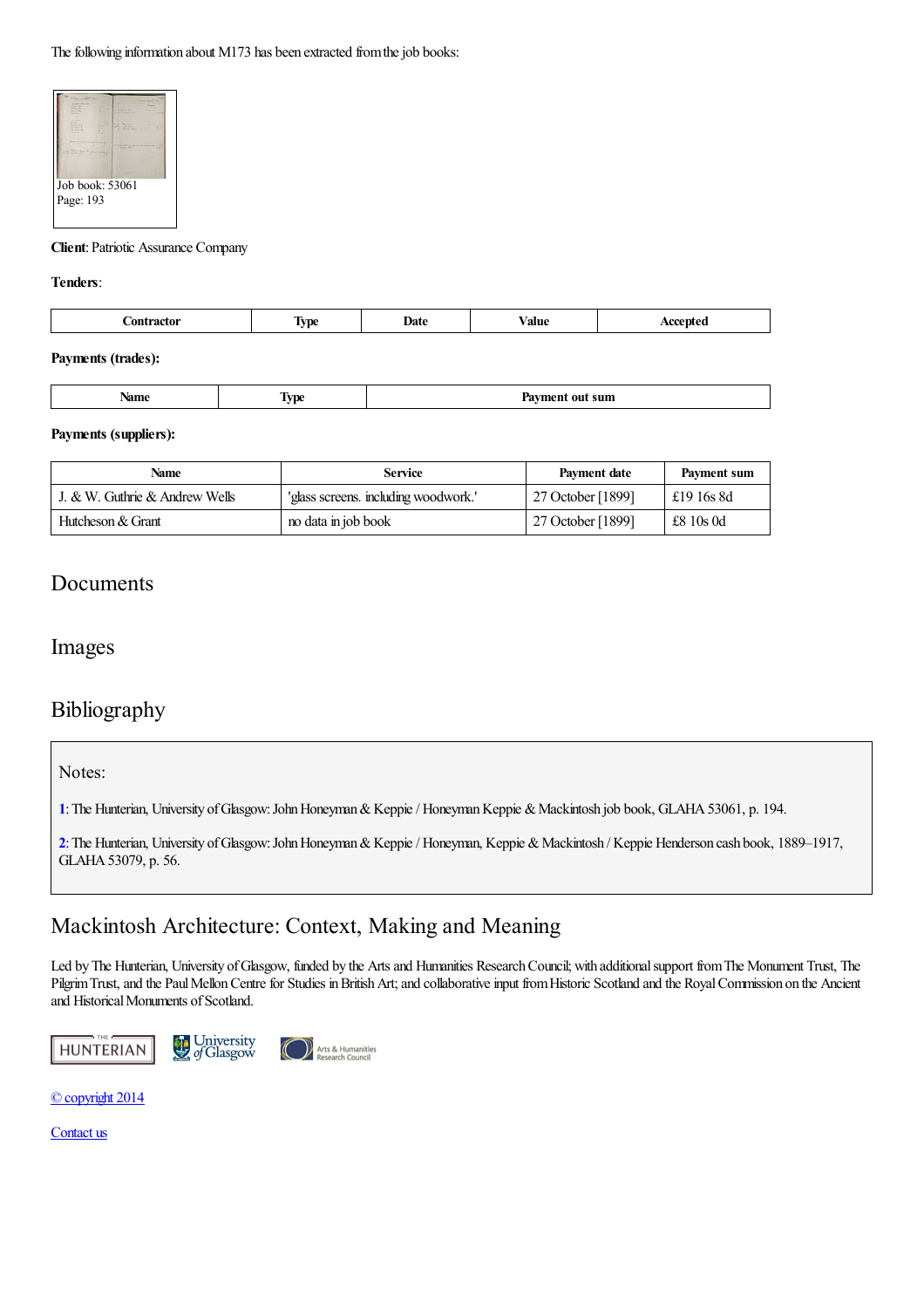The following information about M173 has been extracted from the job books:

Job book: 53061
Page: 193

**Client**: Patriotic Assurance Company

**Tenders**:

| Contractor | Type | Date | Value | Accepted |
| --- | --- | --- | --- | --- |

**Payments (trades):**

| Name | Type | Payment out sum |
| --- | --- | --- |

**Payments (suppliers):**

| Name | Service | Payment date | Payment sum |
| --- | --- | --- | --- |
| J. & W. Guthrie & Andrew Wells | 'glass screens. including woodwork.' | 27 October [1899] | £19 16s 8d |
| Hutcheson & Grant | no data in job book | 27 October [1899] | £8 10s 0d |

## Documents

## Images

## Bibliography

Notes:

1: The Hunterian, University of Glasgow: John Honeyman & Keppie / Honeyman Keppie & Mackintosh job book, GLAHA 53061, p. 194.

2: The Hunterian, University of Glasgow: John Honeyman & Keppie / Honeyman, Keppie & Mackintosh / Keppie Henderson cash book, 1889–1917, GLAHA 53079, p. 56.

## Mackintosh Architecture: Context, Making and Meaning

Led by The Hunterian, University of Glasgow, funded by the Arts and Humanities Research Council; with additional support from The Monument Trust, The Pilgrim Trust, and the Paul Mellon Centre for Studies in British Art; and collaborative input from Historic Scotland and the Royal Commission on the Ancient and Historical Monuments of Scotland.

© copyright 2014

Contact us